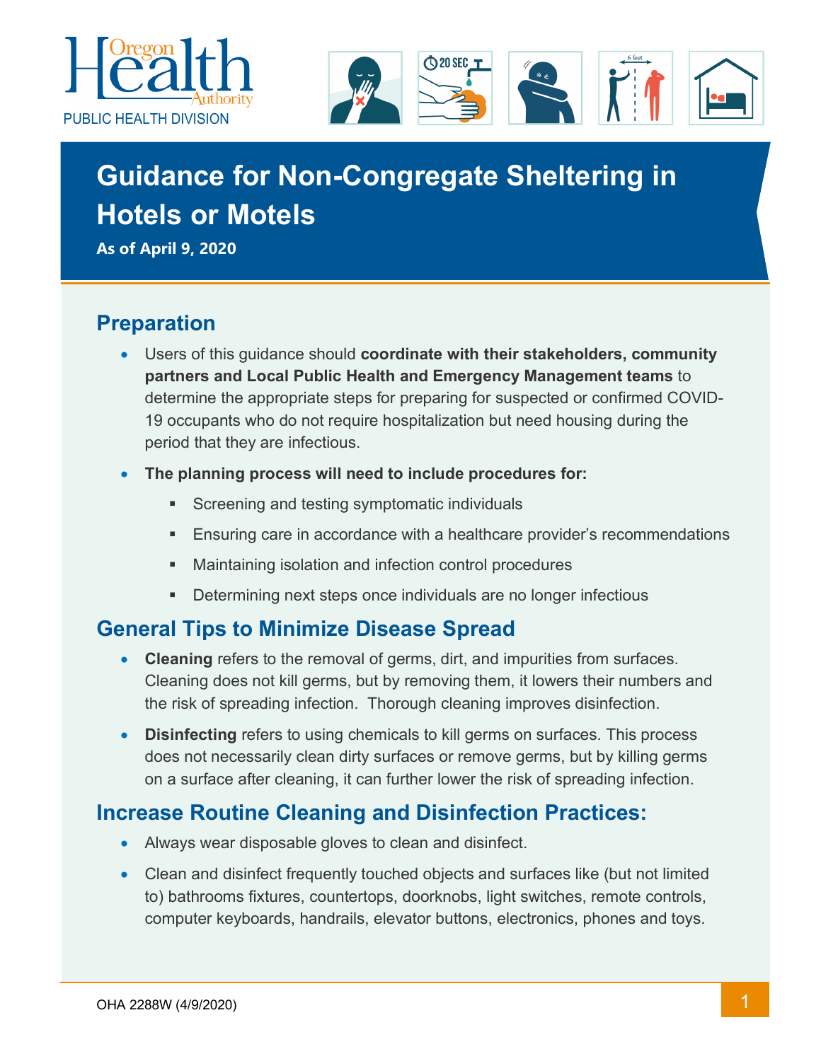Oregon Health Authority

PUBLIC HEALTH DIVISION

# Guidance for Non-Congregate Sheltering in Hotels or Motels

**As of April 9, 2020**

## Preparation

- Users of this guidance should **coordinate with their stakeholders, community partners and Local Public Health and Emergency Management teams** to determine the appropriate steps for preparing for suspected or confirmed COVID-19 occupants who do not require hospitalization but need housing during the period that they are infectious.
- **The planning process will need to include procedures for:**
  - Screening and testing symptomatic individuals
  - Ensuring care in accordance with a healthcare provider's recommendations
  - Maintaining isolation and infection control procedures
  - Determining next steps once individuals are no longer infectious

## General Tips to Minimize Disease Spread

- **Cleaning** refers to the removal of germs, dirt, and impurities from surfaces. Cleaning does not kill germs, but by removing them, it lowers their numbers and the risk of spreading infection. Thorough cleaning improves disinfection.
- **Disinfecting** refers to using chemicals to kill germs on surfaces. This process does not necessarily clean dirty surfaces or remove germs, but by killing germs on a surface after cleaning, it can further lower the risk of spreading infection.

## Increase Routine Cleaning and Disinfection Practices:

- Always wear disposable gloves to clean and disinfect.
- Clean and disinfect frequently touched objects and surfaces like (but not limited to) bathrooms fixtures, countertops, doorknobs, light switches, remote controls, computer keyboards, handrails, elevator buttons, electronics, phones and toys.

OHA 2288W (4/9/2020)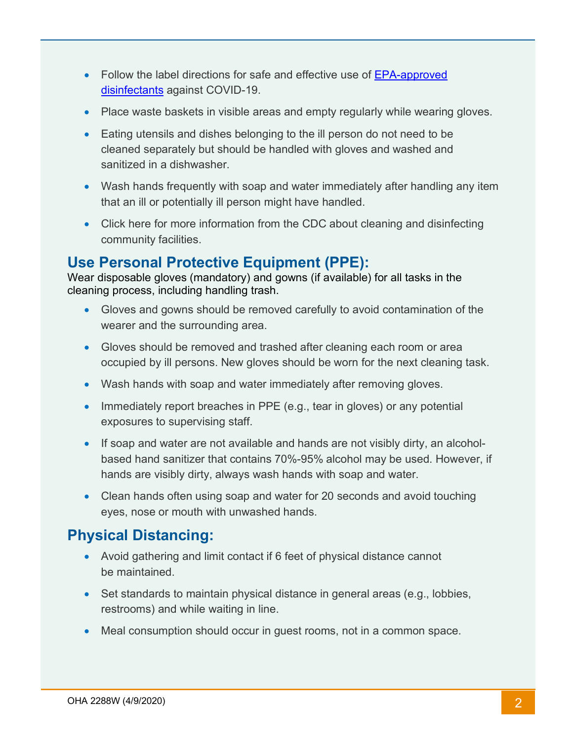- Follow the label directions for safe and effective use of [EPA-approved disinfectants]() against COVID-19.
- Place waste baskets in visible areas and empty regularly while wearing gloves.
- Eating utensils and dishes belonging to the ill person do not need to be cleaned separately but should be handled with gloves and washed and sanitized in a dishwasher.
- Wash hands frequently with soap and water immediately after handling any item that an ill or potentially ill person might have handled.
- Click here for more information from the CDC about cleaning and disinfecting community facilities.

## Use Personal Protective Equipment (PPE):

Wear disposable gloves (mandatory) and gowns (if available) for all tasks in the cleaning process, including handling trash.

- Gloves and gowns should be removed carefully to avoid contamination of the wearer and the surrounding area.
- Gloves should be removed and trashed after cleaning each room or area occupied by ill persons. New gloves should be worn for the next cleaning task.
- Wash hands with soap and water immediately after removing gloves.
- Immediately report breaches in PPE (e.g., tear in gloves) or any potential exposures to supervising staff.
- If soap and water are not available and hands are not visibly dirty, an alcohol-based hand sanitizer that contains 70%-95% alcohol may be used. However, if hands are visibly dirty, always wash hands with soap and water.
- Clean hands often using soap and water for 20 seconds and avoid touching eyes, nose or mouth with unwashed hands.

## Physical Distancing:

- Avoid gathering and limit contact if 6 feet of physical distance cannot be maintained.
- Set standards to maintain physical distance in general areas (e.g., lobbies, restrooms) and while waiting in line.
- Meal consumption should occur in guest rooms, not in a common space.

OHA 2288W (4/9/2020)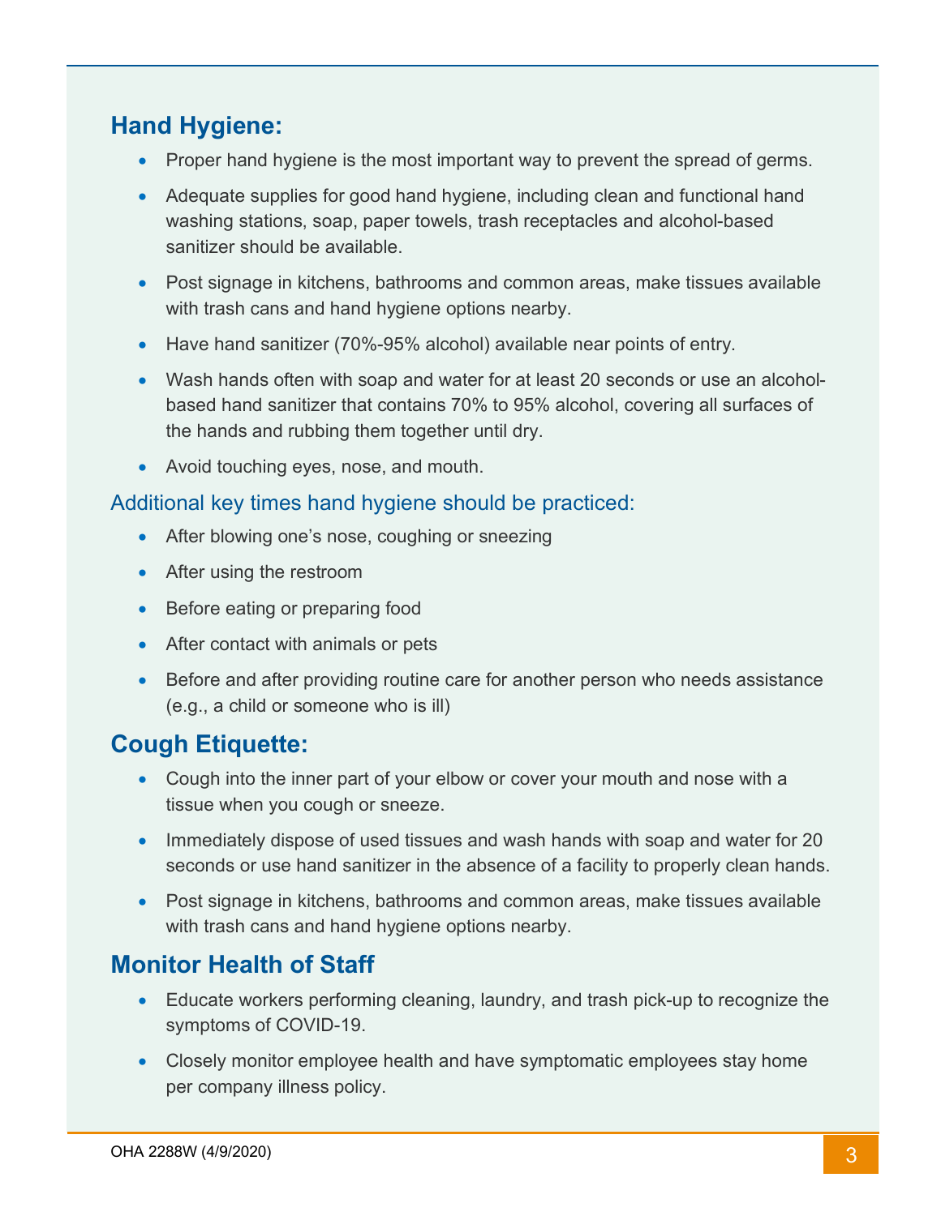## Hand Hygiene:

- Proper hand hygiene is the most important way to prevent the spread of germs.
- Adequate supplies for good hand hygiene, including clean and functional hand washing stations, soap, paper towels, trash receptacles and alcohol-based sanitizer should be available.
- Post signage in kitchens, bathrooms and common areas, make tissues available with trash cans and hand hygiene options nearby.
- Have hand sanitizer (70%-95% alcohol) available near points of entry.
- Wash hands often with soap and water for at least 20 seconds or use an alcohol-based hand sanitizer that contains 70% to 95% alcohol, covering all surfaces of the hands and rubbing them together until dry.
- Avoid touching eyes, nose, and mouth.

### Additional key times hand hygiene should be practiced:

- After blowing one's nose, coughing or sneezing
- After using the restroom
- Before eating or preparing food
- After contact with animals or pets
- Before and after providing routine care for another person who needs assistance (e.g., a child or someone who is ill)

## Cough Etiquette:

- Cough into the inner part of your elbow or cover your mouth and nose with a tissue when you cough or sneeze.
- Immediately dispose of used tissues and wash hands with soap and water for 20 seconds or use hand sanitizer in the absence of a facility to properly clean hands.
- Post signage in kitchens, bathrooms and common areas, make tissues available with trash cans and hand hygiene options nearby.

## Monitor Health of Staff

- Educate workers performing cleaning, laundry, and trash pick-up to recognize the symptoms of COVID-19.
- Closely monitor employee health and have symptomatic employees stay home per company illness policy.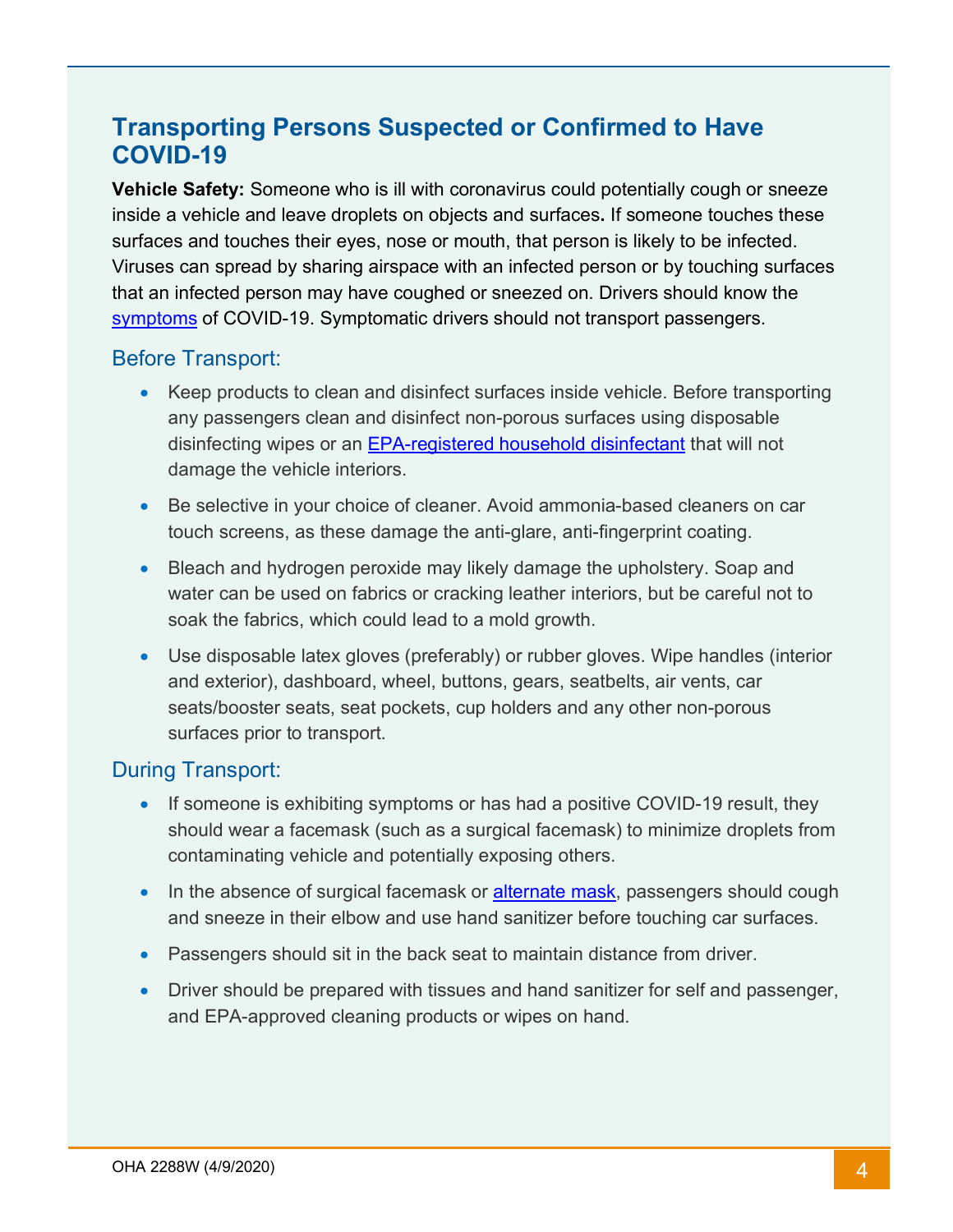## Transporting Persons Suspected or Confirmed to Have COVID-19

**Vehicle Safety:** Someone who is ill with coronavirus could potentially cough or sneeze inside a vehicle and leave droplets on objects and surfaces**.** If someone touches these surfaces and touches their eyes, nose or mouth, that person is likely to be infected. Viruses can spread by sharing airspace with an infected person or by touching surfaces that an infected person may have coughed or sneezed on. Drivers should know the symptoms of COVID-19. Symptomatic drivers should not transport passengers.

### Before Transport:

- Keep products to clean and disinfect surfaces inside vehicle. Before transporting any passengers clean and disinfect non-porous surfaces using disposable disinfecting wipes or an EPA-registered household disinfectant that will not damage the vehicle interiors.
- Be selective in your choice of cleaner. Avoid ammonia-based cleaners on car touch screens, as these damage the anti-glare, anti-fingerprint coating.
- Bleach and hydrogen peroxide may likely damage the upholstery. Soap and water can be used on fabrics or cracking leather interiors, but be careful not to soak the fabrics, which could lead to a mold growth.
- Use disposable latex gloves (preferably) or rubber gloves. Wipe handles (interior and exterior), dashboard, wheel, buttons, gears, seatbelts, air vents, car seats/booster seats, seat pockets, cup holders and any other non-porous surfaces prior to transport.

### During Transport:

- If someone is exhibiting symptoms or has had a positive COVID-19 result, they should wear a facemask (such as a surgical facemask) to minimize droplets from contaminating vehicle and potentially exposing others.
- In the absence of surgical facemask or alternate mask, passengers should cough and sneeze in their elbow and use hand sanitizer before touching car surfaces.
- Passengers should sit in the back seat to maintain distance from driver.
- Driver should be prepared with tissues and hand sanitizer for self and passenger, and EPA-approved cleaning products or wipes on hand.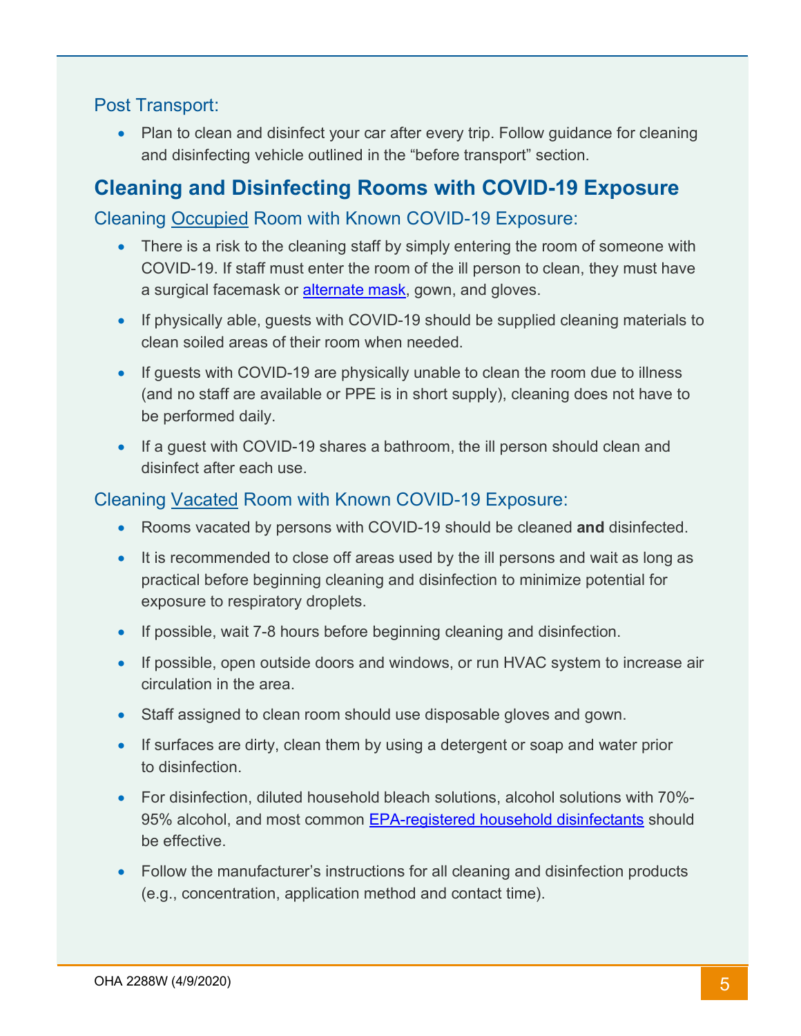### Post Transport:

- Plan to clean and disinfect your car after every trip. Follow guidance for cleaning and disinfecting vehicle outlined in the "before transport" section.

## Cleaning and Disinfecting Rooms with COVID-19 Exposure

### Cleaning Occupied Room with Known COVID-19 Exposure:

- There is a risk to the cleaning staff by simply entering the room of someone with COVID-19. If staff must enter the room of the ill person to clean, they must have a surgical facemask or alternate mask, gown, and gloves.
- If physically able, guests with COVID-19 should be supplied cleaning materials to clean soiled areas of their room when needed.
- If guests with COVID-19 are physically unable to clean the room due to illness (and no staff are available or PPE is in short supply), cleaning does not have to be performed daily.
- If a guest with COVID-19 shares a bathroom, the ill person should clean and disinfect after each use.

### Cleaning Vacated Room with Known COVID-19 Exposure:

- Rooms vacated by persons with COVID-19 should be cleaned **and** disinfected.
- It is recommended to close off areas used by the ill persons and wait as long as practical before beginning cleaning and disinfection to minimize potential for exposure to respiratory droplets.
- If possible, wait 7-8 hours before beginning cleaning and disinfection.
- If possible, open outside doors and windows, or run HVAC system to increase air circulation in the area.
- Staff assigned to clean room should use disposable gloves and gown.
- If surfaces are dirty, clean them by using a detergent or soap and water prior to disinfection.
- For disinfection, diluted household bleach solutions, alcohol solutions with 70%-95% alcohol, and most common EPA-registered household disinfectants should be effective.
- Follow the manufacturer's instructions for all cleaning and disinfection products (e.g., concentration, application method and contact time).

OHA 2288W (4/9/2020)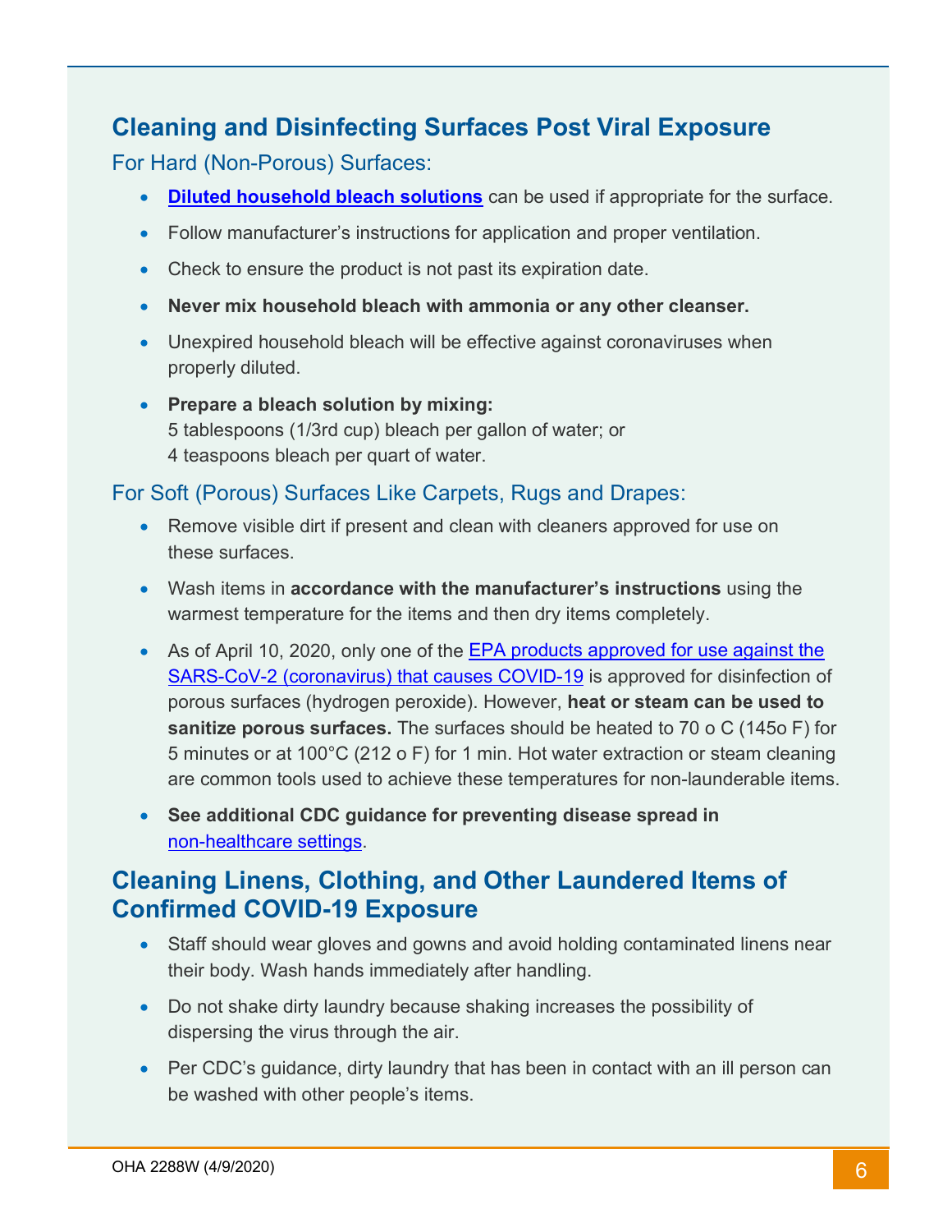## Cleaning and Disinfecting Surfaces Post Viral Exposure

### For Hard (Non-Porous) Surfaces:

- **Diluted household bleach solutions** can be used if appropriate for the surface.
- Follow manufacturer's instructions for application and proper ventilation.
- Check to ensure the product is not past its expiration date.
- **Never mix household bleach with ammonia or any other cleanser.**
- Unexpired household bleach will be effective against coronaviruses when properly diluted.
- **Prepare a bleach solution by mixing:**
  5 tablespoons (1/3rd cup) bleach per gallon of water; or
  4 teaspoons bleach per quart of water.

### For Soft (Porous) Surfaces Like Carpets, Rugs and Drapes:

- Remove visible dirt if present and clean with cleaners approved for use on these surfaces.
- Wash items in **accordance with the manufacturer's instructions** using the warmest temperature for the items and then dry items completely.
- As of April 10, 2020, only one of the EPA products approved for use against the SARS-CoV-2 (coronavirus) that causes COVID-19 is approved for disinfection of porous surfaces (hydrogen peroxide). However, **heat or steam can be used to sanitize porous surfaces.** The surfaces should be heated to 70 o C (145o F) for 5 minutes or at 100°C (212 o F) for 1 min. Hot water extraction or steam cleaning are common tools used to achieve these temperatures for non-launderable items.
- **See additional CDC guidance for preventing disease spread in** non-healthcare settings.

## Cleaning Linens, Clothing, and Other Laundered Items of Confirmed COVID-19 Exposure

- Staff should wear gloves and gowns and avoid holding contaminated linens near their body. Wash hands immediately after handling.
- Do not shake dirty laundry because shaking increases the possibility of dispersing the virus through the air.
- Per CDC's guidance, dirty laundry that has been in contact with an ill person can be washed with other people's items.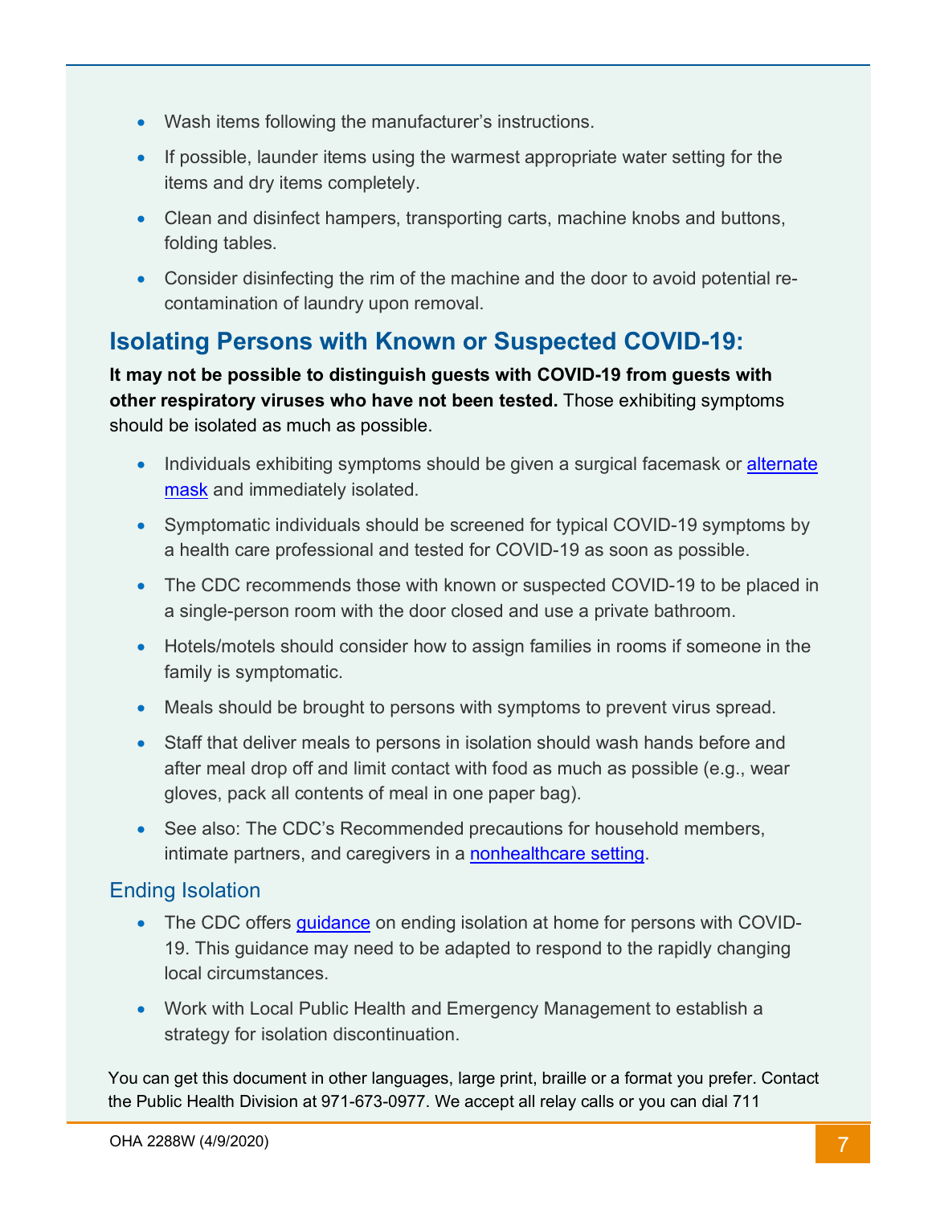- Wash items following the manufacturer's instructions.
- If possible, launder items using the warmest appropriate water setting for the items and dry items completely.
- Clean and disinfect hampers, transporting carts, machine knobs and buttons, folding tables.
- Consider disinfecting the rim of the machine and the door to avoid potential re-contamination of laundry upon removal.

## Isolating Persons with Known or Suspected COVID-19:

**It may not be possible to distinguish guests with COVID-19 from guests with other respiratory viruses who have not been tested.** Those exhibiting symptoms should be isolated as much as possible.

- Individuals exhibiting symptoms should be given a surgical facemask or alternate mask and immediately isolated.
- Symptomatic individuals should be screened for typical COVID-19 symptoms by a health care professional and tested for COVID-19 as soon as possible.
- The CDC recommends those with known or suspected COVID-19 to be placed in a single-person room with the door closed and use a private bathroom.
- Hotels/motels should consider how to assign families in rooms if someone in the family is symptomatic.
- Meals should be brought to persons with symptoms to prevent virus spread.
- Staff that deliver meals to persons in isolation should wash hands before and after meal drop off and limit contact with food as much as possible (e.g., wear gloves, pack all contents of meal in one paper bag).
- See also: The CDC's Recommended precautions for household members, intimate partners, and caregivers in a nonhealthcare setting.

### Ending Isolation

- The CDC offers guidance on ending isolation at home for persons with COVID-19. This guidance may need to be adapted to respond to the rapidly changing local circumstances.
- Work with Local Public Health and Emergency Management to establish a strategy for isolation discontinuation.

You can get this document in other languages, large print, braille or a format you prefer. Contact the Public Health Division at 971-673-0977. We accept all relay calls or you can dial 711

OHA 2288W (4/9/2020)